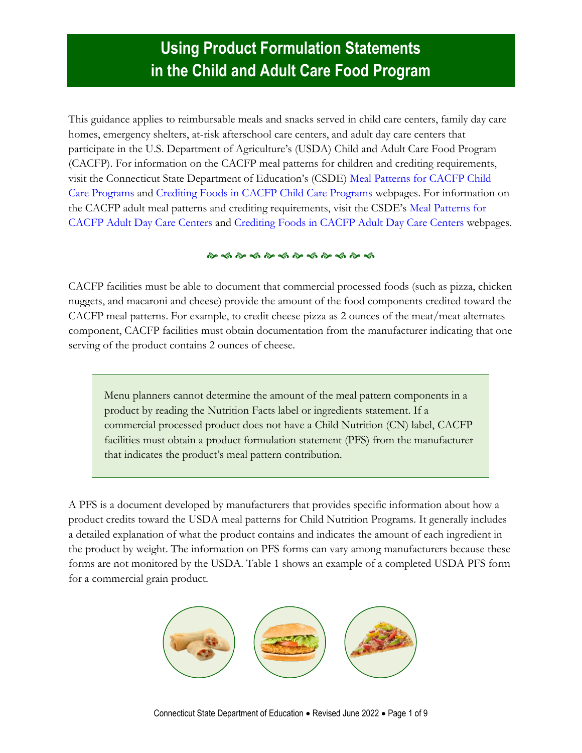# Using Product Formulation Statements in the Child and Adult Care Food Program

This guidance applies to reimbursable meals and snacks served in child care centers, family day care homes, emergency shelters, at-risk afterschool care centers, and adult day care centers that participate in the U.S. Department of Agriculture's (USDA) Child and Adult Care Food Program (CACFP). For information on the CACFP meal patterns for children and crediting requirements, visit the Connecticut State Department of Education's (CSDE) Meal Patterns for CACFP Child Care Programs and Crediting Foods in CACFP Child Care Programs webpages. For information on the CACFP adult meal patterns and crediting requirements, visit the CSDE's Meal Patterns for CACFP Adult Day Care Centers and Crediting Foods in CACFP Adult Day Care Centers webpages.

CACFP facilities must be able to document that commercial processed foods (such as pizza, chicken nuggets, and macaroni and cheese) provide the amount of the food components credited toward the CACFP meal patterns. For example, to credit cheese pizza as 2 ounces of the meat/meat alternates component, CACFP facilities must obtain documentation from the manufacturer indicating that one serving of the product contains 2 ounces of cheese.

> Menu planners cannot determine the amount of the meal pattern components in a product by reading the Nutrition Facts label or ingredients statement. If a commercial processed product does not have a Child Nutrition (CN) label, CACFP facilities must obtain a product formulation statement (PFS) from the manufacturer that indicates the product's meal pattern contribution.

A PFS is a document developed by manufacturers that provides specific information about how a product credits toward the USDA meal patterns for Child Nutrition Programs. It generally includes a detailed explanation of what the product contains and indicates the amount of each ingredient in the product by weight. The information on PFS forms can vary among manufacturers because these forms are not monitored by the USDA. Table 1 shows an example of a completed USDA PFS form for a commercial grain product.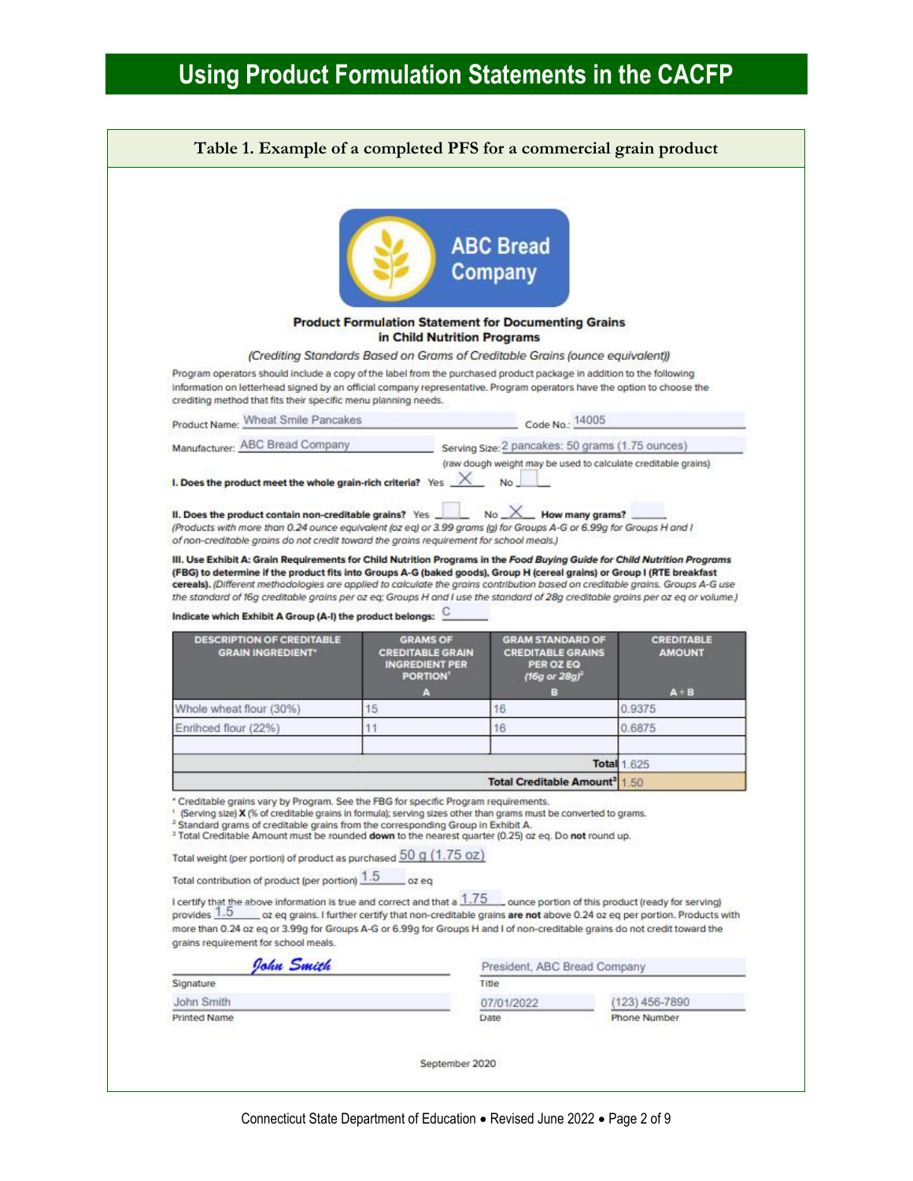# Using Product Formulation Statements in the CACFP

**Table 1. Example of a completed PFS for a commercial grain product**

ABC Bread Company

**Product Formulation Statement for Documenting Grains in Child Nutrition Programs**

*(Crediting Standards Based on Grams of Creditable Grains (ounce equivalent))*

Program operators should include a copy of the label from the purchased product package in addition to the following information on letterhead signed by an official company representative. Program operators have the option to choose the crediting method that fits their specific menu planning needs.

Product Name: Wheat Smile Pancakes    Code No.: 14005

Manufacturer: ABC Bread Company    Serving Size: 2 pancakes: 50 grams (1.75 ounces)

(raw dough weight may be used to calculate creditable grains)

**I. Does the product meet the whole grain-rich criteria?** Yes X No ___

**II. Does the product contain non-creditable grains?** Yes ___ No X **How many grams?** ___

*(Products with more than 0.24 ounce equivalent (oz eq) or 3.99 grams (g) for Groups A-G or 6.99g for Groups H and I of non-creditable grains do not credit toward the grains requirement for school meals.)*

**III. Use Exhibit A: Grain Requirements for Child Nutrition Programs in the *Food Buying Guide for Child Nutrition Programs* (FBG) to determine if the product fits into Groups A-G (baked goods), Group H (cereal grains) or Group I (RTE breakfast cereals).** *(Different methodologies are applied to calculate the grains contribution based on creditable grains. Groups A-G use the standard of 16g creditable grains per oz eq; Groups H and I use the standard of 28g creditable grains per oz eq or volume.)*

**Indicate which Exhibit A Group (A-I) the product belongs:** C

| DESCRIPTION OF CREDITABLE GRAIN INGREDIENT* | GRAMS OF CREDITABLE GRAIN INGREDIENT PER PORTION[1] A | GRAM STANDARD OF CREDITABLE GRAINS PER OZ EQ (16g or 28g)[2] B | CREDITABLE AMOUNT A ÷ B |
|---|---|---|---|
| Whole wheat flour (30%) | 15 | 16 | 0.9375 |
| Enrihced flour (22%) | 11 | 16 | 0.6875 |
| | | | |
| | | **Total** | 1.625 |
| | | **Total Creditable Amount[3]** | 1.50 |

\* Creditable grains vary by Program. See the FBG for specific Program requirements.
[1] (Serving size) **X** (% of creditable grains in formula); serving sizes other than grams must be converted to grams.
[2] Standard grams of creditable grains from the corresponding Group in Exhibit A.
[3] Total Creditable Amount must be rounded **down** to the nearest quarter (0.25) oz eq. Do **not** round up.

Total weight (per portion) of product as purchased 50 g (1.75 oz)

Total contribution of product (per portion) 1.5 oz eq

I certify that the above information is true and correct and that a 1.75 ounce portion of this product (ready for serving) provides 1.5 oz eq grains. I further certify that non-creditable grains **are not** above 0.24 oz eq per portion. Products with more than 0.24 oz eq or 3.99g for Groups A-G or 6.99g for Groups H and I of non-creditable grains do not credit toward the grains requirement for school meals.

| | | |
|---|---|---|
| *John Smith* | President, ABC Bread Company | |
| Signature | Title | |
| John Smith | 07/01/2022 | (123) 456-7890 |
| Printed Name | Date | Phone Number |

September 2020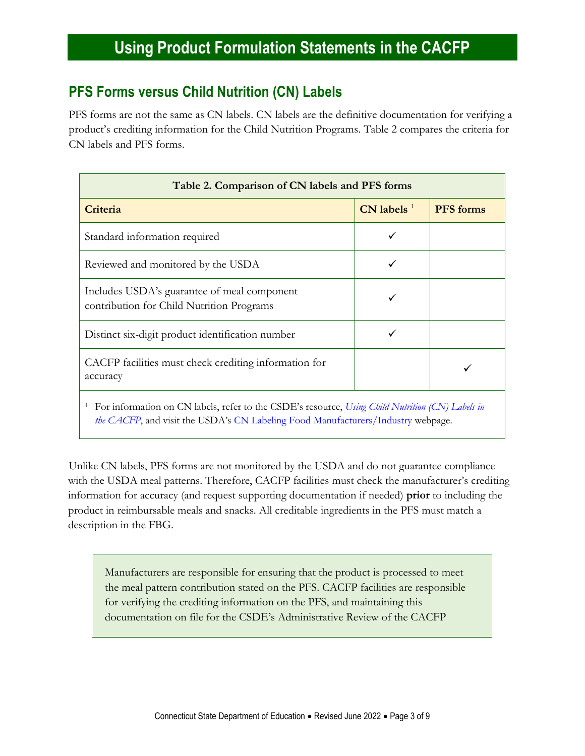# Using Product Formulation Statements in the CACFP

## PFS Forms versus Child Nutrition (CN) Labels

PFS forms are not the same as CN labels. CN labels are the definitive documentation for verifying a product's crediting information for the Child Nutrition Programs. Table 2 compares the criteria for CN labels and PFS forms.

**Table 2. Comparison of CN labels and PFS forms**

| Criteria | CN labels [1] | PFS forms |
|---|---|---|
| Standard information required | ✓ | |
| Reviewed and monitored by the USDA | ✓ | |
| Includes USDA's guarantee of meal component contribution for Child Nutrition Programs | ✓ | |
| Distinct six-digit product identification number | ✓ | |
| CACFP facilities must check crediting information for accuracy | | ✓ |

[1] For information on CN labels, refer to the CSDE's resource, *Using Child Nutrition (CN) Labels in the CACFP*, and visit the USDA's CN Labeling Food Manufacturers/Industry webpage.

Unlike CN labels, PFS forms are not monitored by the USDA and do not guarantee compliance with the USDA meal patterns. Therefore, CACFP facilities must check the manufacturer's crediting information for accuracy (and request supporting documentation if needed) **prior** to including the product in reimbursable meals and snacks. All creditable ingredients in the PFS must match a description in the FBG.

> Manufacturers are responsible for ensuring that the product is processed to meet the meal pattern contribution stated on the PFS. CACFP facilities are responsible for verifying the crediting information on the PFS, and maintaining this documentation on file for the CSDE's Administrative Review of the CACFP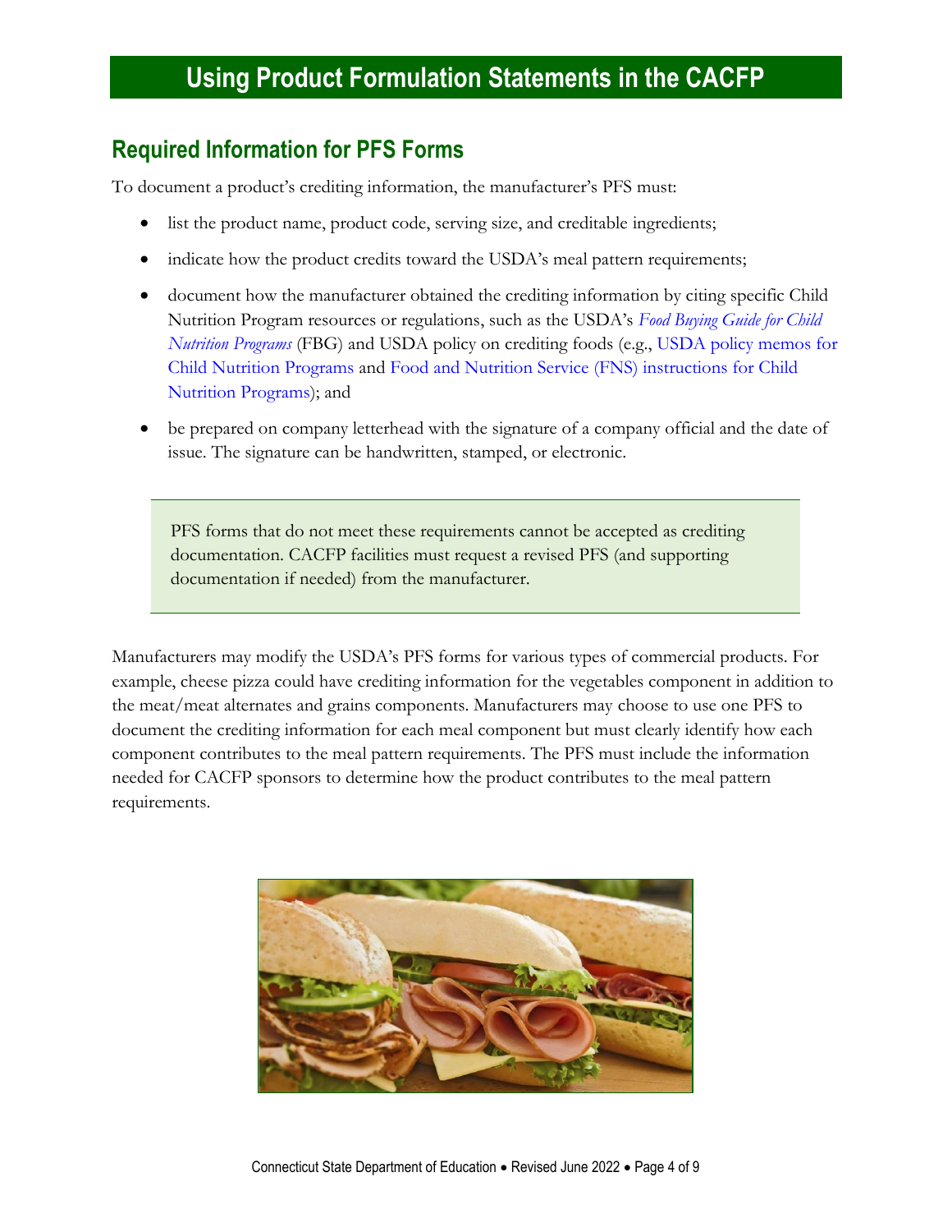## Required Information for PFS Forms

To document a product's crediting information, the manufacturer's PFS must:

- list the product name, product code, serving size, and creditable ingredients;
- indicate how the product credits toward the USDA's meal pattern requirements;
- document how the manufacturer obtained the crediting information by citing specific Child Nutrition Program resources or regulations, such as the USDA's *Food Buying Guide for Child Nutrition Programs* (FBG) and USDA policy on crediting foods (e.g., USDA policy memos for Child Nutrition Programs and Food and Nutrition Service (FNS) instructions for Child Nutrition Programs); and
- be prepared on company letterhead with the signature of a company official and the date of issue. The signature can be handwritten, stamped, or electronic.

> PFS forms that do not meet these requirements cannot be accepted as crediting documentation. CACFP facilities must request a revised PFS (and supporting documentation if needed) from the manufacturer.

Manufacturers may modify the USDA's PFS forms for various types of commercial products. For example, cheese pizza could have crediting information for the vegetables component in addition to the meat/meat alternates and grains components. Manufacturers may choose to use one PFS to document the crediting information for each meal component but must clearly identify how each component contributes to the meal pattern requirements. The PFS must include the information needed for CACFP sponsors to determine how the product contributes to the meal pattern requirements.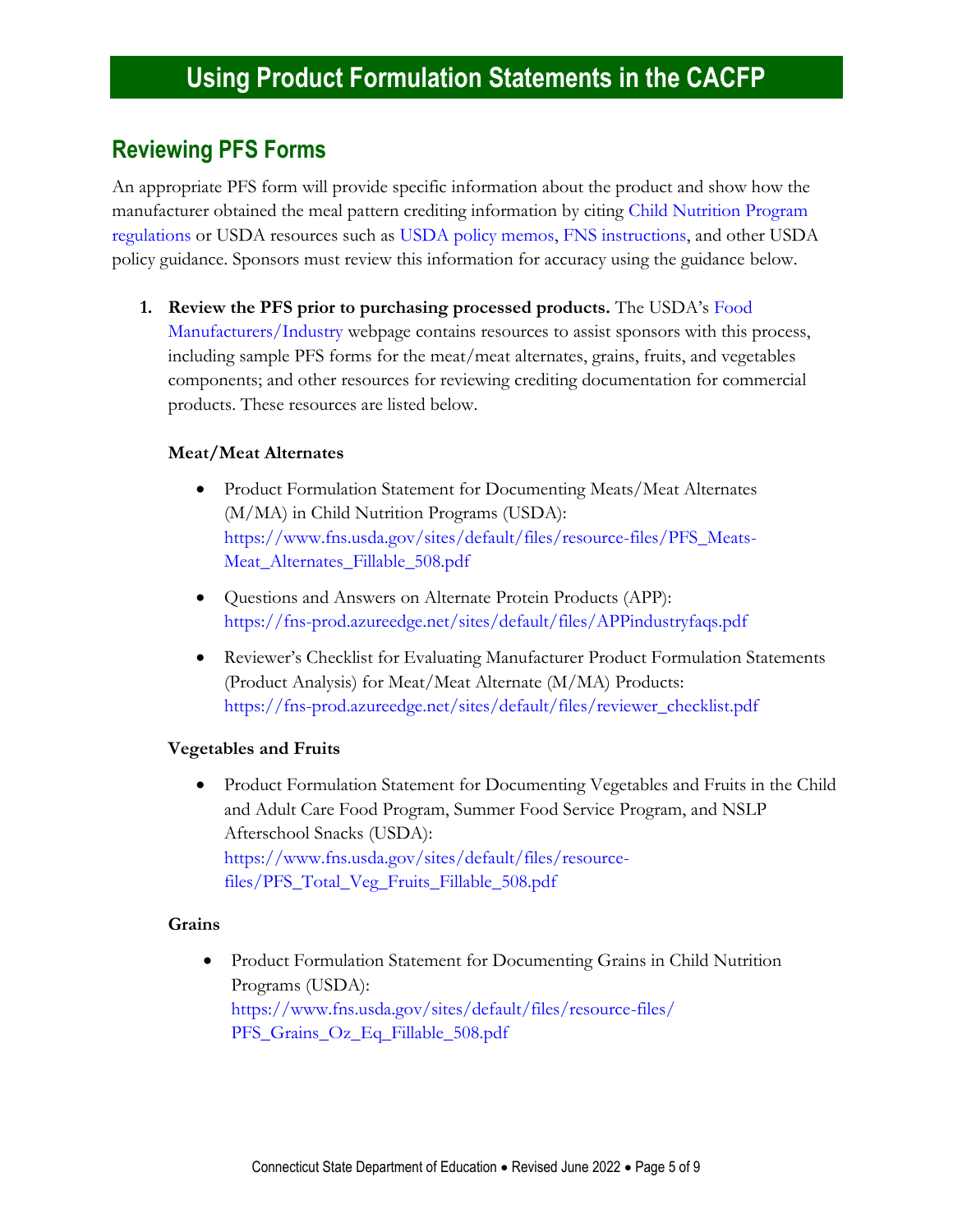# Using Product Formulation Statements in the CACFP

## Reviewing PFS Forms

An appropriate PFS form will provide specific information about the product and show how the manufacturer obtained the meal pattern crediting information by citing Child Nutrition Program regulations or USDA resources such as USDA policy memos, FNS instructions, and other USDA policy guidance. Sponsors must review this information for accuracy using the guidance below.

1. **Review the PFS prior to purchasing processed products.** The USDA's Food Manufacturers/Industry webpage contains resources to assist sponsors with this process, including sample PFS forms for the meat/meat alternates, grains, fruits, and vegetables components; and other resources for reviewing crediting documentation for commercial products. These resources are listed below.

   **Meat/Meat Alternates**

   - Product Formulation Statement for Documenting Meats/Meat Alternates (M/MA) in Child Nutrition Programs (USDA): https://www.fns.usda.gov/sites/default/files/resource-files/PFS_Meats-Meat_Alternates_Fillable_508.pdf
   - Questions and Answers on Alternate Protein Products (APP): https://fns-prod.azureedge.net/sites/default/files/APPindustryfaqs.pdf
   - Reviewer's Checklist for Evaluating Manufacturer Product Formulation Statements (Product Analysis) for Meat/Meat Alternate (M/MA) Products: https://fns-prod.azureedge.net/sites/default/files/reviewer_checklist.pdf

   **Vegetables and Fruits**

   - Product Formulation Statement for Documenting Vegetables and Fruits in the Child and Adult Care Food Program, Summer Food Service Program, and NSLP Afterschool Snacks (USDA): https://www.fns.usda.gov/sites/default/files/resource-files/PFS_Total_Veg_Fruits_Fillable_508.pdf

   **Grains**

   - Product Formulation Statement for Documenting Grains in Child Nutrition Programs (USDA): https://www.fns.usda.gov/sites/default/files/resource-files/PFS_Grains_Oz_Eq_Fillable_508.pdf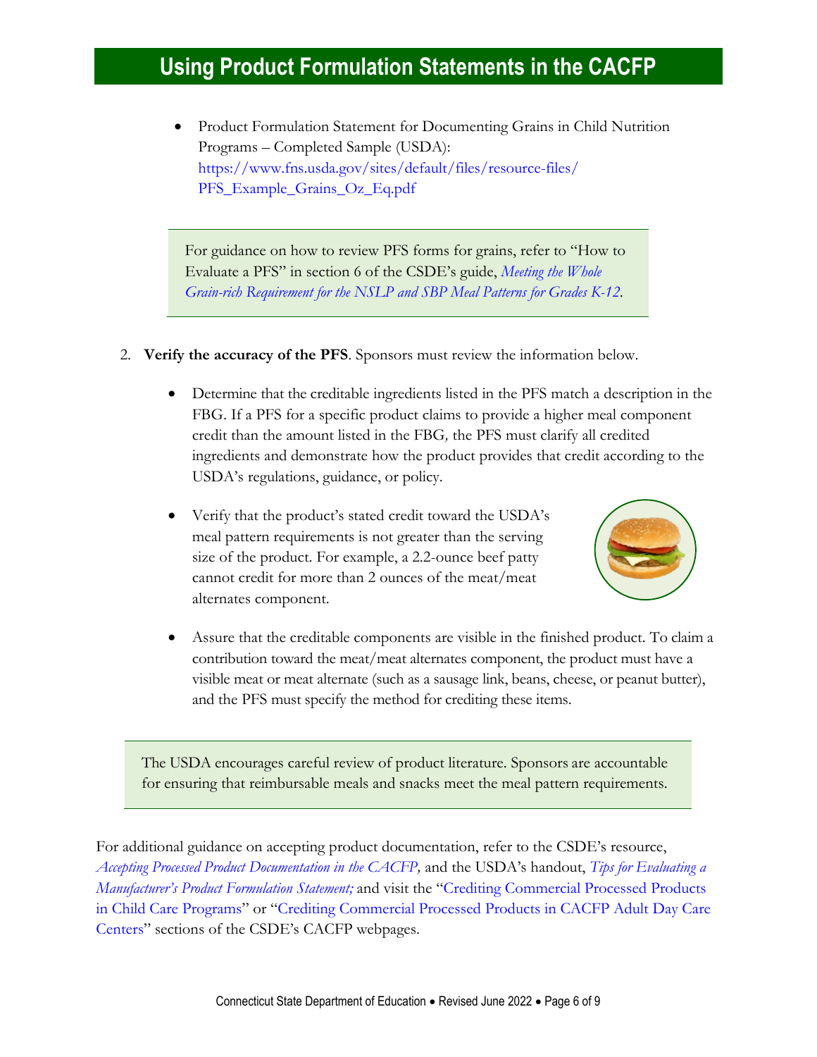- Product Formulation Statement for Documenting Grains in Child Nutrition Programs – Completed Sample (USDA): https://www.fns.usda.gov/sites/default/files/resource-files/PFS_Example_Grains_Oz_Eq.pdf

> For guidance on how to review PFS forms for grains, refer to "How to Evaluate a PFS" in section 6 of the CSDE's guide, *Meeting the Whole Grain-rich Requirement for the NSLP and SBP Meal Patterns for Grades K-12*.

2. **Verify the accuracy of the PFS**. Sponsors must review the information below.

   - Determine that the creditable ingredients listed in the PFS match a description in the FBG. If a PFS for a specific product claims to provide a higher meal component credit than the amount listed in the FBG*,* the PFS must clarify all credited ingredients and demonstrate how the product provides that credit according to the USDA's regulations, guidance, or policy.
   - Verify that the product's stated credit toward the USDA's meal pattern requirements is not greater than the serving size of the product. For example, a 2.2-ounce beef patty cannot credit for more than 2 ounces of the meat/meat alternates component.
   - Assure that the creditable components are visible in the finished product. To claim a contribution toward the meat/meat alternates component, the product must have a visible meat or meat alternate (such as a sausage link, beans, cheese, or peanut butter), and the PFS must specify the method for crediting these items.

> The USDA encourages careful review of product literature. Sponsors are accountable for ensuring that reimbursable meals and snacks meet the meal pattern requirements.

For additional guidance on accepting product documentation, refer to the CSDE's resource, *Accepting Processed Product Documentation in the CACFP,* and the USDA's handout, *Tips for Evaluating a Manufacturer's Product Formulation Statement;* and visit the "Crediting Commercial Processed Products in Child Care Programs" or "Crediting Commercial Processed Products in CACFP Adult Day Care Centers" sections of the CSDE's CACFP webpages.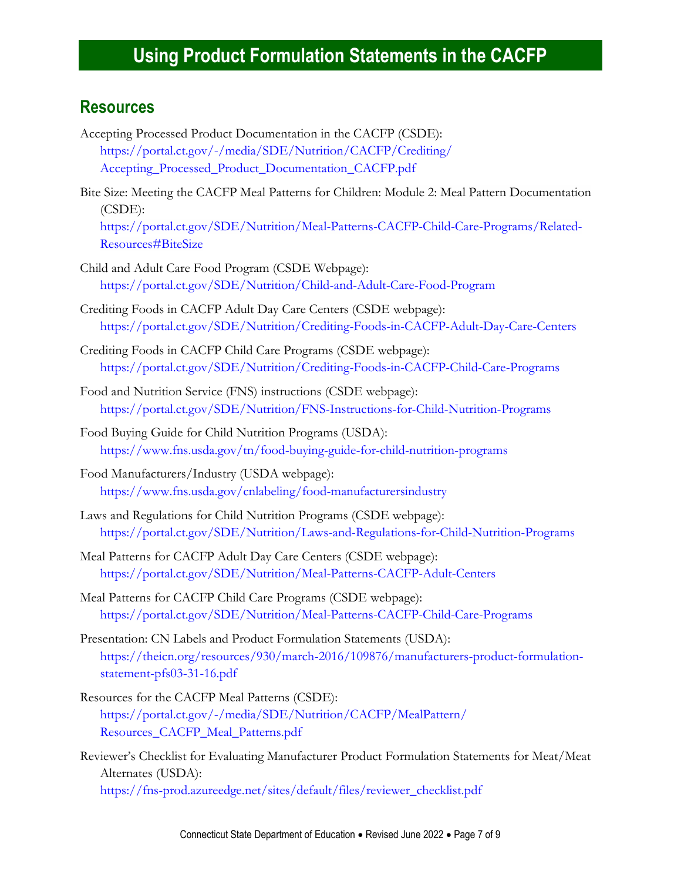# Using Product Formulation Statements in the CACFP

## Resources

Accepting Processed Product Documentation in the CACFP (CSDE):
https://portal.ct.gov/-/media/SDE/Nutrition/CACFP/Crediting/Accepting_Processed_Product_Documentation_CACFP.pdf

Bite Size: Meeting the CACFP Meal Patterns for Children: Module 2: Meal Pattern Documentation (CSDE):
https://portal.ct.gov/SDE/Nutrition/Meal-Patterns-CACFP-Child-Care-Programs/Related-Resources#BiteSize

Child and Adult Care Food Program (CSDE Webpage):
https://portal.ct.gov/SDE/Nutrition/Child-and-Adult-Care-Food-Program

Crediting Foods in CACFP Adult Day Care Centers (CSDE webpage):
https://portal.ct.gov/SDE/Nutrition/Crediting-Foods-in-CACFP-Adult-Day-Care-Centers

Crediting Foods in CACFP Child Care Programs (CSDE webpage):
https://portal.ct.gov/SDE/Nutrition/Crediting-Foods-in-CACFP-Child-Care-Programs

Food and Nutrition Service (FNS) instructions (CSDE webpage):
https://portal.ct.gov/SDE/Nutrition/FNS-Instructions-for-Child-Nutrition-Programs

Food Buying Guide for Child Nutrition Programs (USDA):
https://www.fns.usda.gov/tn/food-buying-guide-for-child-nutrition-programs

Food Manufacturers/Industry (USDA webpage):
https://www.fns.usda.gov/cnlabeling/food-manufacturersindustry

Laws and Regulations for Child Nutrition Programs (CSDE webpage):
https://portal.ct.gov/SDE/Nutrition/Laws-and-Regulations-for-Child-Nutrition-Programs

Meal Patterns for CACFP Adult Day Care Centers (CSDE webpage):
https://portal.ct.gov/SDE/Nutrition/Meal-Patterns-CACFP-Adult-Centers

Meal Patterns for CACFP Child Care Programs (CSDE webpage):
https://portal.ct.gov/SDE/Nutrition/Meal-Patterns-CACFP-Child-Care-Programs

Presentation: CN Labels and Product Formulation Statements (USDA):
https://theicn.org/resources/930/march-2016/109876/manufacturers-product-formulation-statement-pfs03-31-16.pdf

Resources for the CACFP Meal Patterns (CSDE):
https://portal.ct.gov/-/media/SDE/Nutrition/CACFP/MealPattern/Resources_CACFP_Meal_Patterns.pdf

Reviewer's Checklist for Evaluating Manufacturer Product Formulation Statements for Meat/Meat Alternates (USDA):
https://fns-prod.azureedge.net/sites/default/files/reviewer_checklist.pdf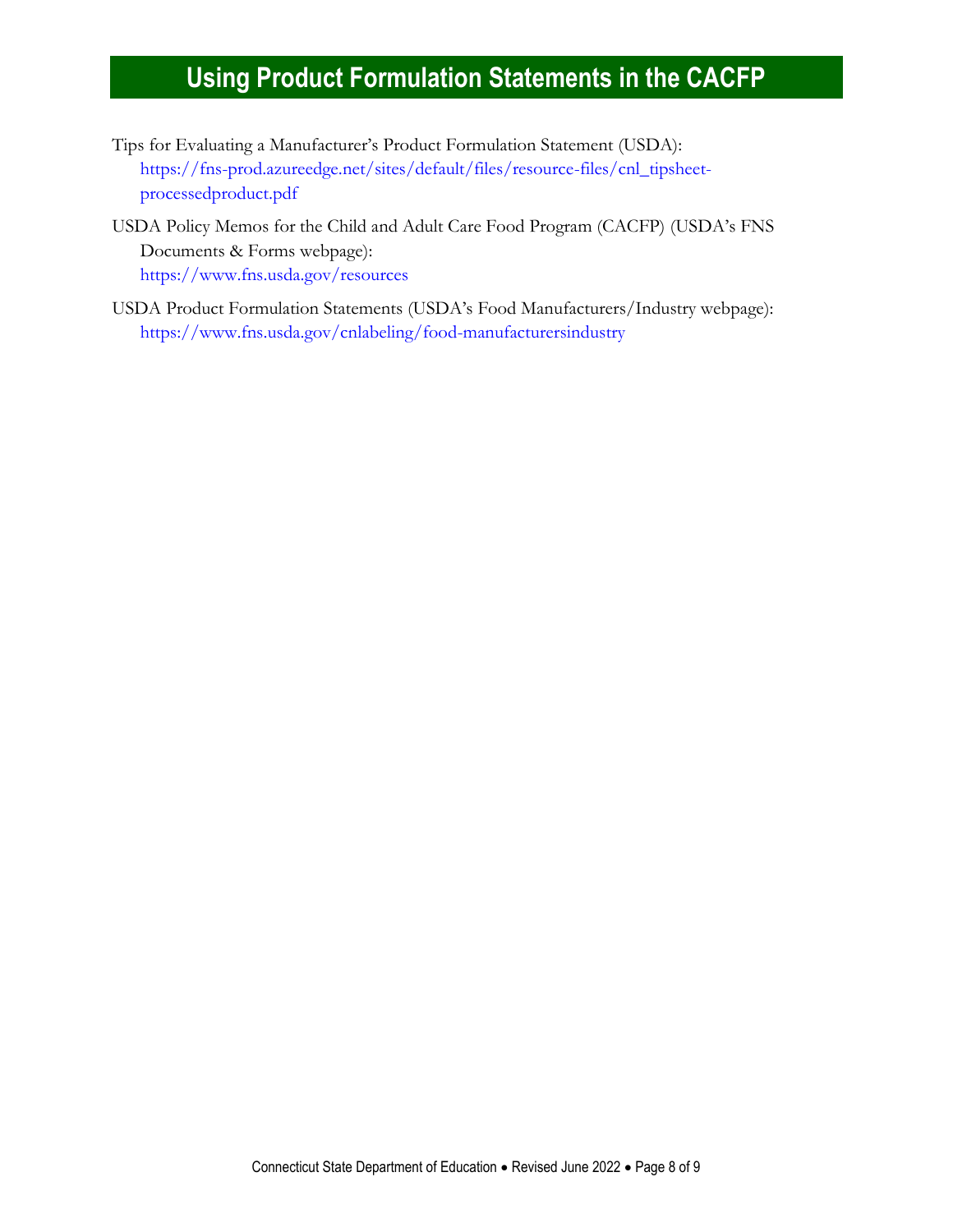# Using Product Formulation Statements in the CACFP

Tips for Evaluating a Manufacturer's Product Formulation Statement (USDA):
https://fns-prod.azureedge.net/sites/default/files/resource-files/cnl_tipsheet-processedproduct.pdf

USDA Policy Memos for the Child and Adult Care Food Program (CACFP) (USDA's FNS Documents & Forms webpage):
https://www.fns.usda.gov/resources

USDA Product Formulation Statements (USDA's Food Manufacturers/Industry webpage):
https://www.fns.usda.gov/cnlabeling/food-manufacturersindustry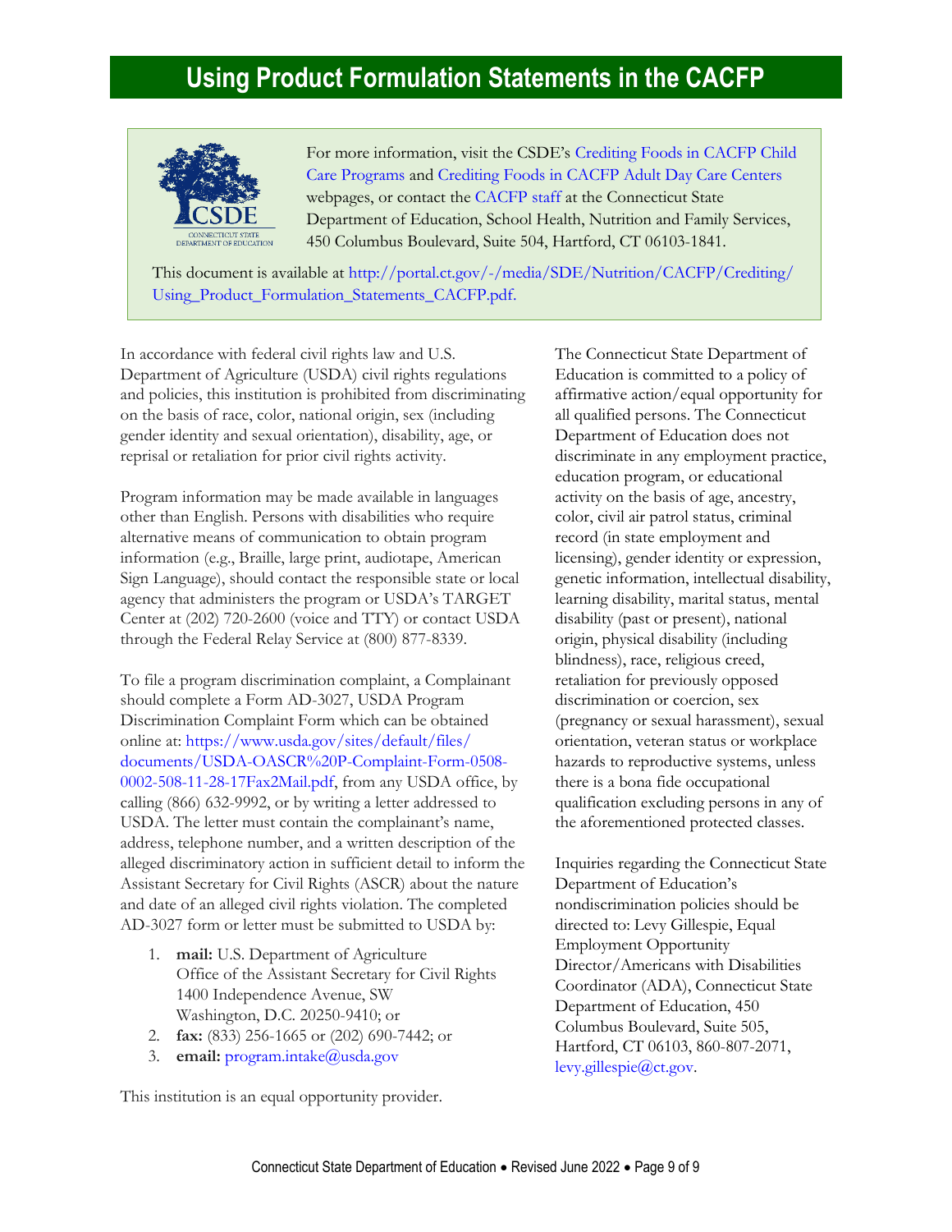# Using Product Formulation Statements in the CACFP

For more information, visit the CSDE's Crediting Foods in CACFP Child Care Programs and Crediting Foods in CACFP Adult Day Care Centers webpages, or contact the CACFP staff at the Connecticut State Department of Education, School Health, Nutrition and Family Services, 450 Columbus Boulevard, Suite 504, Hartford, CT 06103-1841.

This document is available at http://portal.ct.gov/-/media/SDE/Nutrition/CACFP/Crediting/Using_Product_Formulation_Statements_CACFP.pdf.

In accordance with federal civil rights law and U.S. Department of Agriculture (USDA) civil rights regulations and policies, this institution is prohibited from discriminating on the basis of race, color, national origin, sex (including gender identity and sexual orientation), disability, age, or reprisal or retaliation for prior civil rights activity.

Program information may be made available in languages other than English. Persons with disabilities who require alternative means of communication to obtain program information (e.g., Braille, large print, audiotape, American Sign Language), should contact the responsible state or local agency that administers the program or USDA's TARGET Center at (202) 720-2600 (voice and TTY) or contact USDA through the Federal Relay Service at (800) 877-8339.

To file a program discrimination complaint, a Complainant should complete a Form AD-3027, USDA Program Discrimination Complaint Form which can be obtained online at: https://www.usda.gov/sites/default/files/documents/USDA-OASCR%20P-Complaint-Form-0508-0002-508-11-28-17Fax2Mail.pdf, from any USDA office, by calling (866) 632-9992, or by writing a letter addressed to USDA. The letter must contain the complainant's name, address, telephone number, and a written description of the alleged discriminatory action in sufficient detail to inform the Assistant Secretary for Civil Rights (ASCR) about the nature and date of an alleged civil rights violation. The completed AD-3027 form or letter must be submitted to USDA by:

1. **mail:** U.S. Department of Agriculture
   Office of the Assistant Secretary for Civil Rights
   1400 Independence Avenue, SW
   Washington, D.C. 20250-9410; or
2. **fax:** (833) 256-1665 or (202) 690-7442; or
3. **email:** program.intake@usda.gov

This institution is an equal opportunity provider.

The Connecticut State Department of Education is committed to a policy of affirmative action/equal opportunity for all qualified persons. The Connecticut Department of Education does not discriminate in any employment practice, education program, or educational activity on the basis of age, ancestry, color, civil air patrol status, criminal record (in state employment and licensing), gender identity or expression, genetic information, intellectual disability, learning disability, marital status, mental disability (past or present), national origin, physical disability (including blindness), race, religious creed, retaliation for previously opposed discrimination or coercion, sex (pregnancy or sexual harassment), sexual orientation, veteran status or workplace hazards to reproductive systems, unless there is a bona fide occupational qualification excluding persons in any of the aforementioned protected classes.

Inquiries regarding the Connecticut State Department of Education's nondiscrimination policies should be directed to: Levy Gillespie, Equal Employment Opportunity Director/Americans with Disabilities Coordinator (ADA), Connecticut State Department of Education, 450 Columbus Boulevard, Suite 505, Hartford, CT 06103, 860-807-2071, levy.gillespie@ct.gov.